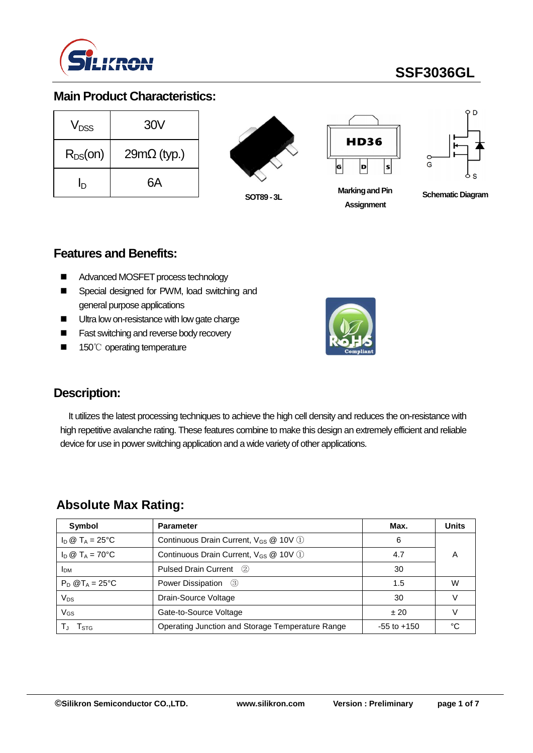# SSF3036GL

## Main Product Characteristics:

| | |
|---|---|
| $V_{DSS}$ | 30V |
| $R_{DS}$(on) | 29mΩ (typ.) |
| $I_D$ | 6A |

SOT89 - 3L

HD36

G D S

Marking and Pin Assignment

D

G

S

Schematic Diagram

## Features and Benefits:

- Advanced MOSFET process technology
- Special designed for PWM, load switching and general purpose applications
- Ultra low on-resistance with low gate charge
- Fast switching and reverse body recovery
- 150℃ operating temperature

RoHS Compliant

## Description:

It utilizes the latest processing techniques to achieve the high cell density and reduces the on-resistance with high repetitive avalanche rating. These features combine to make this design an extremely efficient and reliable device for use in power switching application and a wide variety of other applications.

## Absolute Max Rating:

| Symbol | Parameter | Max. | Units |
|---|---|---|---|
| $I_D$ @ $T_A$ = 25°C | Continuous Drain Current, $V_{GS}$ @ 10V ① | 6 | A |
| $I_D$ @ $T_A$ = 70°C | Continuous Drain Current, $V_{GS}$ @ 10V ① | 4.7 | |
| $I_{DM}$ | Pulsed Drain Current ② | 30 | |
| $P_D$ @$T_A$ = 25°C | Power Dissipation ③ | 1.5 | W |
| $V_{DS}$ | Drain-Source Voltage | 30 | V |
| $V_{GS}$ | Gate-to-Source Voltage | ± 20 | V |
| $T_J$ $T_{STG}$ | Operating Junction and Storage Temperature Range | -55 to +150 | °C |

©Silikron Semiconductor CO.,LTD. www.silikron.com Version : Preliminary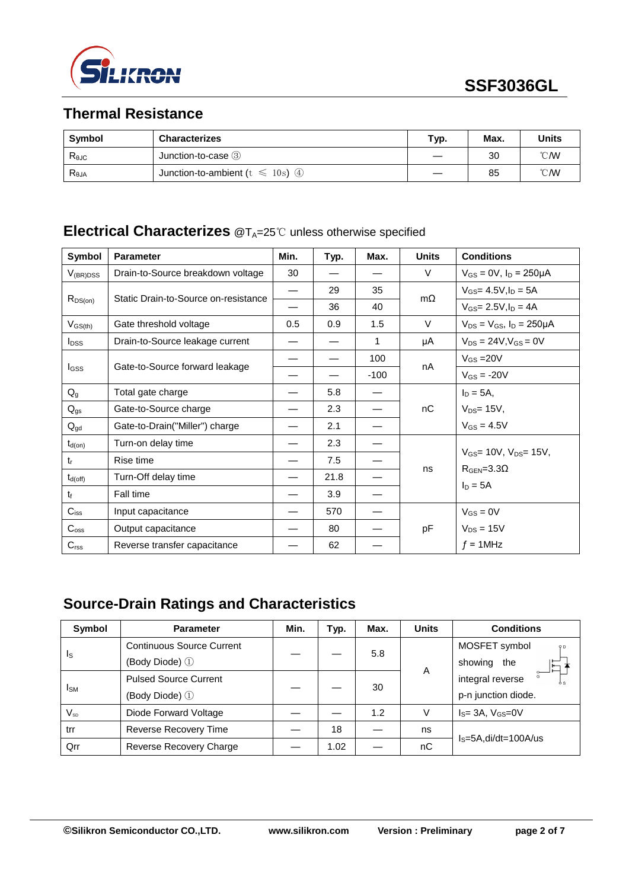## Thermal Resistance

| Symbol | Characterizes | Typ. | Max. | Units |
|---|---|---|---|---|
| $R_{\theta JC}$ | Junction-to-case ③ | — | 30 | ℃/W |
| $R_{\theta JA}$ | Junction-to-ambient (t ≤ 10s) ④ | — | 85 | ℃/W |

## Electrical Characterizes @$T_A$=25℃ unless otherwise specified

| Symbol | Parameter | Min. | Typ. | Max. | Units | Conditions |
|---|---|---|---|---|---|---|
| $V_{(BR)DSS}$ | Drain-to-Source breakdown voltage | 30 | — | — | V | $V_{GS}$ = 0V, $I_D$ = 250μA |
| $R_{DS(on)}$ | Static Drain-to-Source on-resistance | — | 29 | 35 | mΩ | $V_{GS}$= 4.5V,$I_D$ = 5A |
| | | — | 36 | 40 | | $V_{GS}$= 2.5V,$I_D$ = 4A |
| $V_{GS(th)}$ | Gate threshold voltage | 0.5 | 0.9 | 1.5 | V | $V_{DS}$ = $V_{GS}$, $I_D$ = 250μA |
| $I_{DSS}$ | Drain-to-Source leakage current | — | — | 1 | μA | $V_{DS}$ = 24V,$V_{GS}$ = 0V |
| $I_{GSS}$ | Gate-to-Source forward leakage | — | — | 100 | nA | $V_{GS}$ =20V |
| | | — | — | -100 | | $V_{GS}$ = -20V |
| $Q_g$ | Total gate charge | — | 5.8 | — | nC | $I_D$ = 5A, $V_{DS}$= 15V, $V_{GS}$ = 4.5V |
| $Q_{gs}$ | Gate-to-Source charge | — | 2.3 | — | | |
| $Q_{gd}$ | Gate-to-Drain("Miller") charge | — | 2.1 | — | | |
| $t_{d(on)}$ | Turn-on delay time | — | 2.3 | — | ns | $V_{GS}$= 10V, $V_{DS}$= 15V, $R_{GEN}$=3.3Ω, $I_D$ = 5A |
| $t_r$ | Rise time | — | 7.5 | — | | |
| $t_{d(off)}$ | Turn-Off delay time | — | 21.8 | — | | |
| $t_f$ | Fall time | — | 3.9 | — | | |
| $C_{iss}$ | Input capacitance | — | 570 | — | pF | $V_{GS}$ = 0V, $V_{DS}$ = 15V, $f$ = 1MHz |
| $C_{oss}$ | Output capacitance | — | 80 | — | | |
| $C_{rss}$ | Reverse transfer capacitance | — | 62 | — | | |

## Source-Drain Ratings and Characteristics

| Symbol | Parameter | Min. | Typ. | Max. | Units | Conditions |
|---|---|---|---|---|---|---|
| $I_S$ | Continuous Source Current (Body Diode) ① | — | — | 5.8 | A | MOSFET symbol showing the integral reverse p-n junction diode. |
| $I_{SM}$ | Pulsed Source Current (Body Diode) ① | — | — | 30 | | |
| $V_{SD}$ | Diode Forward Voltage | — | — | 1.2 | V | $I_S$= 3A, $V_{GS}$=0V |
| trr | Reverse Recovery Time | — | 18 | — | ns | $I_S$=5A,di/dt=100A/us |
| Qrr | Reverse Recovery Charge | — | 1.02 | — | nC | |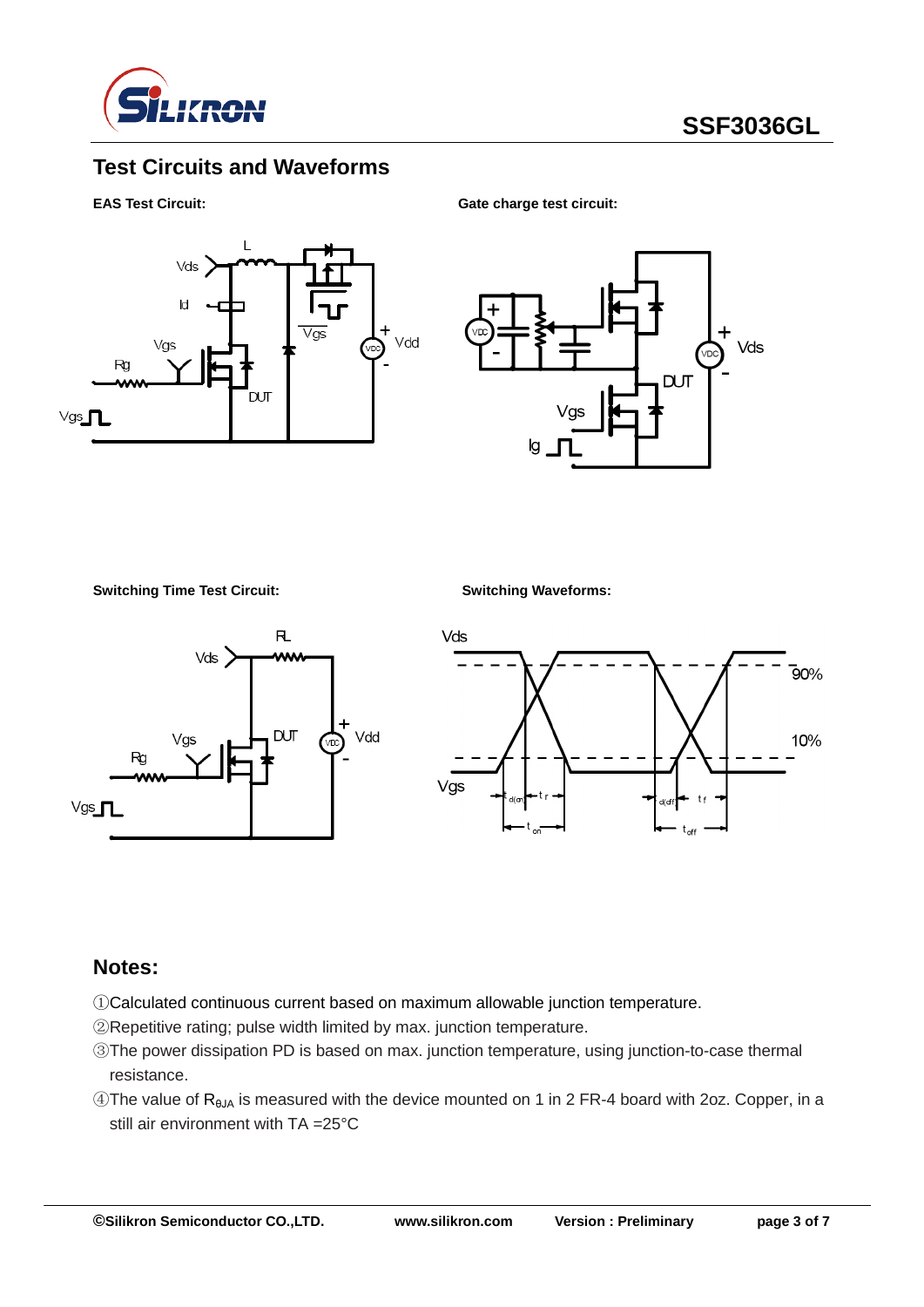## Test Circuits and Waveforms

**EAS Test Circuit:**

L
Vds
Id
Vgs
Rg
Vgs
DUT
Vgs
+
Vdd
-

**Gate charge test circuit:**

+
-
Vds
+
-
DUT
Vgs
Ig

**Switching Time Test Circuit:**

RL
Vds
Vgs
Rg
DUT
+
Vdd
-
Vgs

**Switching Waveforms:**

Vds
90%
10%
Vgs
$t_{d(on)}$ $t_r$
$t_{on}$
$t_{d(off)}$ $t_f$
$t_{off}$

## Notes:

①Calculated continuous current based on maximum allowable junction temperature.

②Repetitive rating; pulse width limited by max. junction temperature.

③The power dissipation PD is based on max. junction temperature, using junction-to-case thermal resistance.

④The value of $R_{\theta JA}$ is measured with the device mounted on 1 in 2 FR-4 board with 2oz. Copper, in a still air environment with TA =25°C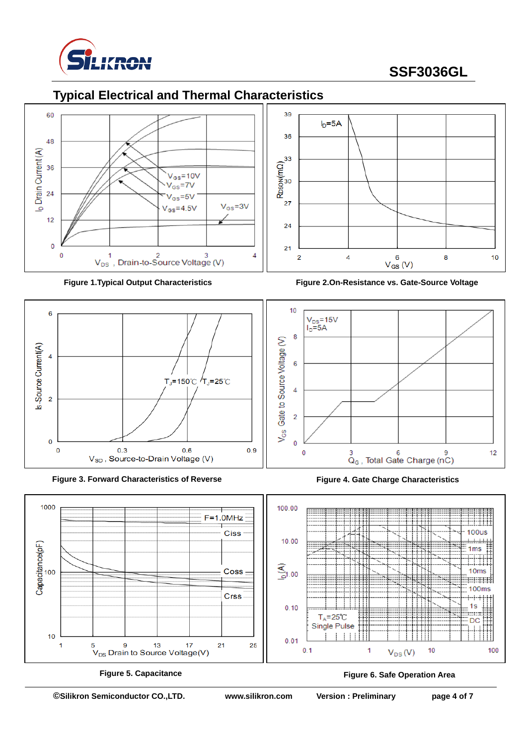## Typical Electrical and Thermal Characteristics

60
48
36
24
12
0
0 1 2 3 4
$I_D$ Drain Current (A)
$V_{DS}$ , Drain-to-Source Voltage (V)
$V_{GS}$=10V
$V_{GS}$=7V
$V_{GS}$=5V
$V_{GS}$=4.5V
$V_{GS}$=3V

**Figure 1.Typical Output Characteristics**

39
36
33
30
27
24
21
2 4 6 8 10
$I_D$=5A
$R_{DSON}$(mΩ)
$V_{GS}$ (V)

**Figure 2.On-Resistance vs. Gate-Source Voltage**

6
4
2
0
0 0.3 0.6 0.9
Is-Source Current(A)
$V_{SD}$ , Source-to-Drain Voltage (V)
$T_J$=150℃
$T_J$=25℃

**Figure 3. Forward Characteristics of Reverse**

10
8
6
4
2
0
0 3 6 9 12
$V_{DS}$=15V
$I_D$=5A
$V_{GS}$ Gate to Source Voltage (V)
$Q_G$ , Total Gate Charge (nC)

**Figure 4. Gate Charge Characteristics**

1000
100
10
1 5 9 13 17 21 25
F=1.0MHz
Ciss
Coss
Crss
Capacitance(pF)
$V_{DS}$ Drain to Source Voltage(V)

**Figure 5. Capacitance**

100.00
10.00
1.00
0.10
0.01
0.1 1 10 100
$I_D$(A)
$V_{DS}$(V)
100us
1ms
10ms
100ms
1s
DC
$T_A$=25℃
Single Pulse

**Figure 6. Safe Operation Area**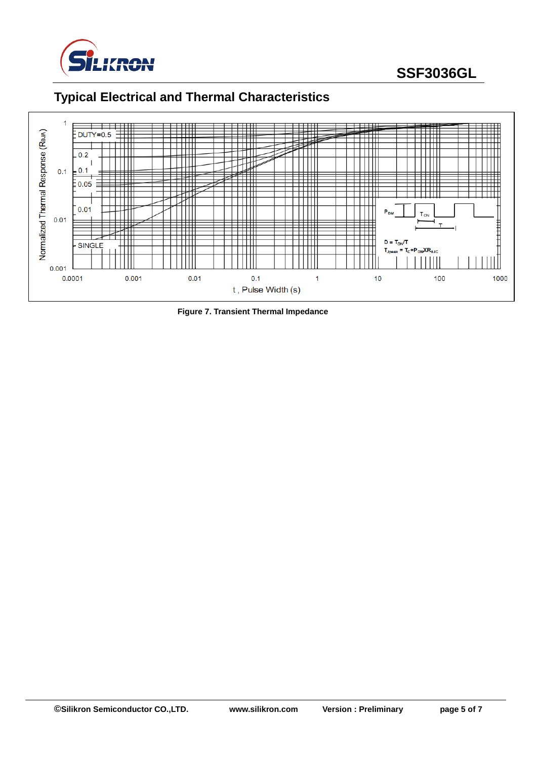## Typical Electrical and Thermal Characteristics

Normalized Thermal Response ($R_{\theta JA}$)

1

0.1

0.01

0.001

DUTY=0.5

0.2

0.1

0.05

0.01

SINGLE

0.0001

0.001

0.01

0.1

1

10

100

1000

t , Pulse Width (s)

$P_{DM}$

$T_{ON}$

T

$D = T_{ON}/T$

$T_{Jpeak} = T_C + P_{DM} X R_{\theta JC}$

**Figure 7. Transient Thermal Impedance**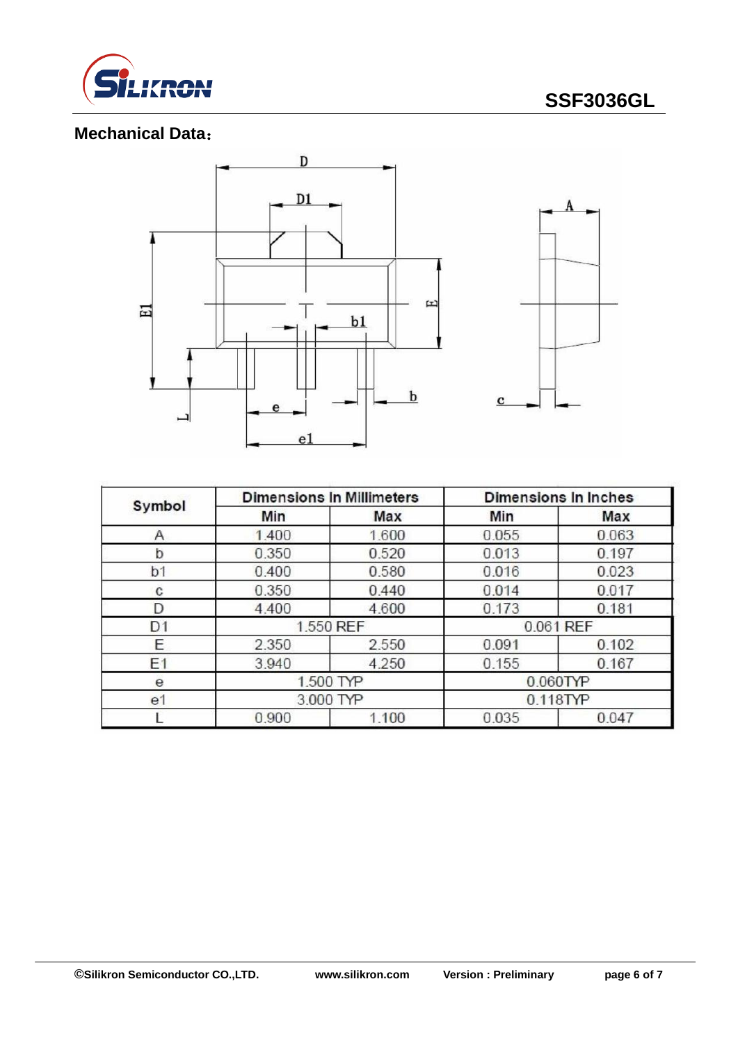## Mechanical Data:

D

D1

A

E1

E

b1

L

e

b

c

e1

| Symbol | Dimensions In Millimeters | | Dimensions In Inches | |
|---|---|---|---|---|
| | Min | Max | Min | Max |
| A | 1.400 | 1.600 | 0.055 | 0.063 |
| b | 0.350 | 0.520 | 0.013 | 0.197 |
| b1 | 0.400 | 0.580 | 0.016 | 0.023 |
| c | 0.350 | 0.440 | 0.014 | 0.017 |
| D | 4.400 | 4.600 | 0.173 | 0.181 |
| D1 | 1.550 REF | | 0.061 REF | |
| E | 2.350 | 2.550 | 0.091 | 0.102 |
| E1 | 3.940 | 4.250 | 0.155 | 0.167 |
| e | 1.500 TYP | | 0.060TYP | |
| e1 | 3.000 TYP | | 0.118TYP | |
| L | 0.900 | 1.100 | 0.035 | 0.047 |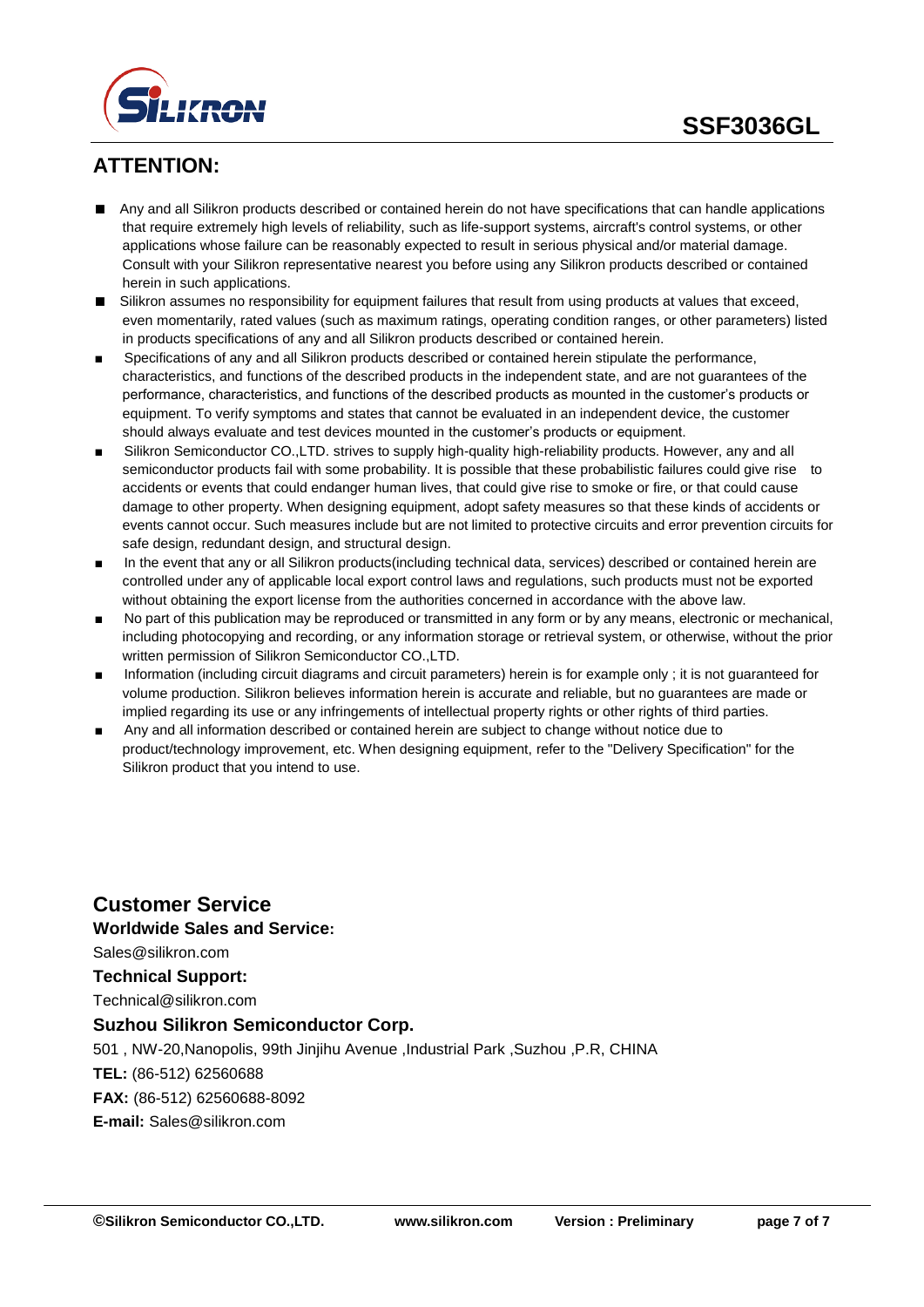## ATTENTION:

- Any and all Silikron products described or contained herein do not have specifications that can handle applications that require extremely high levels of reliability, such as life-support systems, aircraft's control systems, or other applications whose failure can be reasonably expected to result in serious physical and/or material damage. Consult with your Silikron representative nearest you before using any Silikron products described or contained herein in such applications.
- Silikron assumes no responsibility for equipment failures that result from using products at values that exceed, even momentarily, rated values (such as maximum ratings, operating condition ranges, or other parameters) listed in products specifications of any and all Silikron products described or contained herein.
- Specifications of any and all Silikron products described or contained herein stipulate the performance, characteristics, and functions of the described products in the independent state, and are not guarantees of the performance, characteristics, and functions of the described products as mounted in the customer's products or equipment. To verify symptoms and states that cannot be evaluated in an independent device, the customer should always evaluate and test devices mounted in the customer's products or equipment.
- Silikron Semiconductor CO.,LTD. strives to supply high-quality high-reliability products. However, any and all semiconductor products fail with some probability. It is possible that these probabilistic failures could give rise to accidents or events that could endanger human lives, that could give rise to smoke or fire, or that could cause damage to other property. When designing equipment, adopt safety measures so that these kinds of accidents or events cannot occur. Such measures include but are not limited to protective circuits and error prevention circuits for safe design, redundant design, and structural design.
- In the event that any or all Silikron products(including technical data, services) described or contained herein are controlled under any of applicable local export control laws and regulations, such products must not be exported without obtaining the export license from the authorities concerned in accordance with the above law.
- No part of this publication may be reproduced or transmitted in any form or by any means, electronic or mechanical, including photocopying and recording, or any information storage or retrieval system, or otherwise, without the prior written permission of Silikron Semiconductor CO.,LTD.
- Information (including circuit diagrams and circuit parameters) herein is for example only ; it is not guaranteed for volume production. Silikron believes information herein is accurate and reliable, but no guarantees are made or implied regarding its use or any infringements of intellectual property rights or other rights of third parties.
- Any and all information described or contained herein are subject to change without notice due to product/technology improvement, etc. When designing equipment, refer to the "Delivery Specification" for the Silikron product that you intend to use.

## Customer Service

### Worldwide Sales and Service:

Sales@silikron.com

### Technical Support:

Technical@silikron.com

### Suzhou Silikron Semiconductor Corp.

501 , NW-20,Nanopolis, 99th Jinjihu Avenue ,Industrial Park ,Suzhou ,P.R, CHINA

**TEL:** (86-512) 62560688

**FAX:** (86-512) 62560688-8092

**E-mail:** Sales@silikron.com